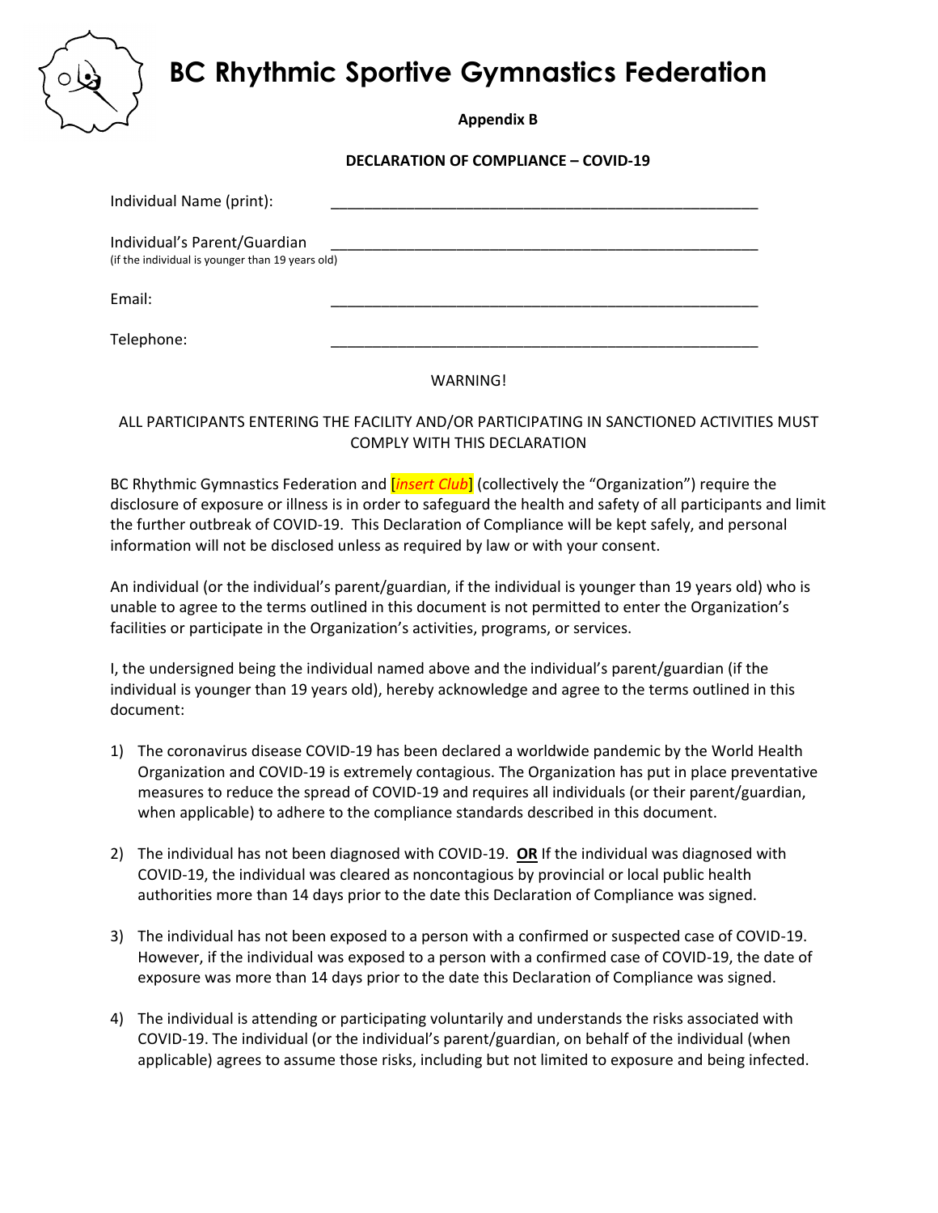# BC Rhythmic Sportive Gymnastics Federation

**Appendix B**

**DECLARATION OF COMPLIANCE – COVID-19**

Individual Name (print): _____________________________________________________

Individual's Parent/Guardian _____________________________________________________
(if the individual is younger than 19 years old)

Email: _____________________________________________________

Telephone: _____________________________________________________

WARNING!

ALL PARTICIPANTS ENTERING THE FACILITY AND/OR PARTICIPATING IN SANCTIONED ACTIVITIES MUST COMPLY WITH THIS DECLARATION

BC Rhythmic Gymnastics Federation and [*insert Club*] (collectively the "Organization") require the disclosure of exposure or illness is in order to safeguard the health and safety of all participants and limit the further outbreak of COVID-19. This Declaration of Compliance will be kept safely, and personal information will not be disclosed unless as required by law or with your consent.

An individual (or the individual's parent/guardian, if the individual is younger than 19 years old) who is unable to agree to the terms outlined in this document is not permitted to enter the Organization's facilities or participate in the Organization's activities, programs, or services.

I, the undersigned being the individual named above and the individual's parent/guardian (if the individual is younger than 19 years old), hereby acknowledge and agree to the terms outlined in this document:

1) The coronavirus disease COVID-19 has been declared a worldwide pandemic by the World Health Organization and COVID-19 is extremely contagious. The Organization has put in place preventative measures to reduce the spread of COVID-19 and requires all individuals (or their parent/guardian, when applicable) to adhere to the compliance standards described in this document.

2) The individual has not been diagnosed with COVID-19. **OR** If the individual was diagnosed with COVID-19, the individual was cleared as noncontagious by provincial or local public health authorities more than 14 days prior to the date this Declaration of Compliance was signed.

3) The individual has not been exposed to a person with a confirmed or suspected case of COVID-19. However, if the individual was exposed to a person with a confirmed case of COVID-19, the date of exposure was more than 14 days prior to the date this Declaration of Compliance was signed.

4) The individual is attending or participating voluntarily and understands the risks associated with COVID-19. The individual (or the individual's parent/guardian, on behalf of the individual (when applicable) agrees to assume those risks, including but not limited to exposure and being infected.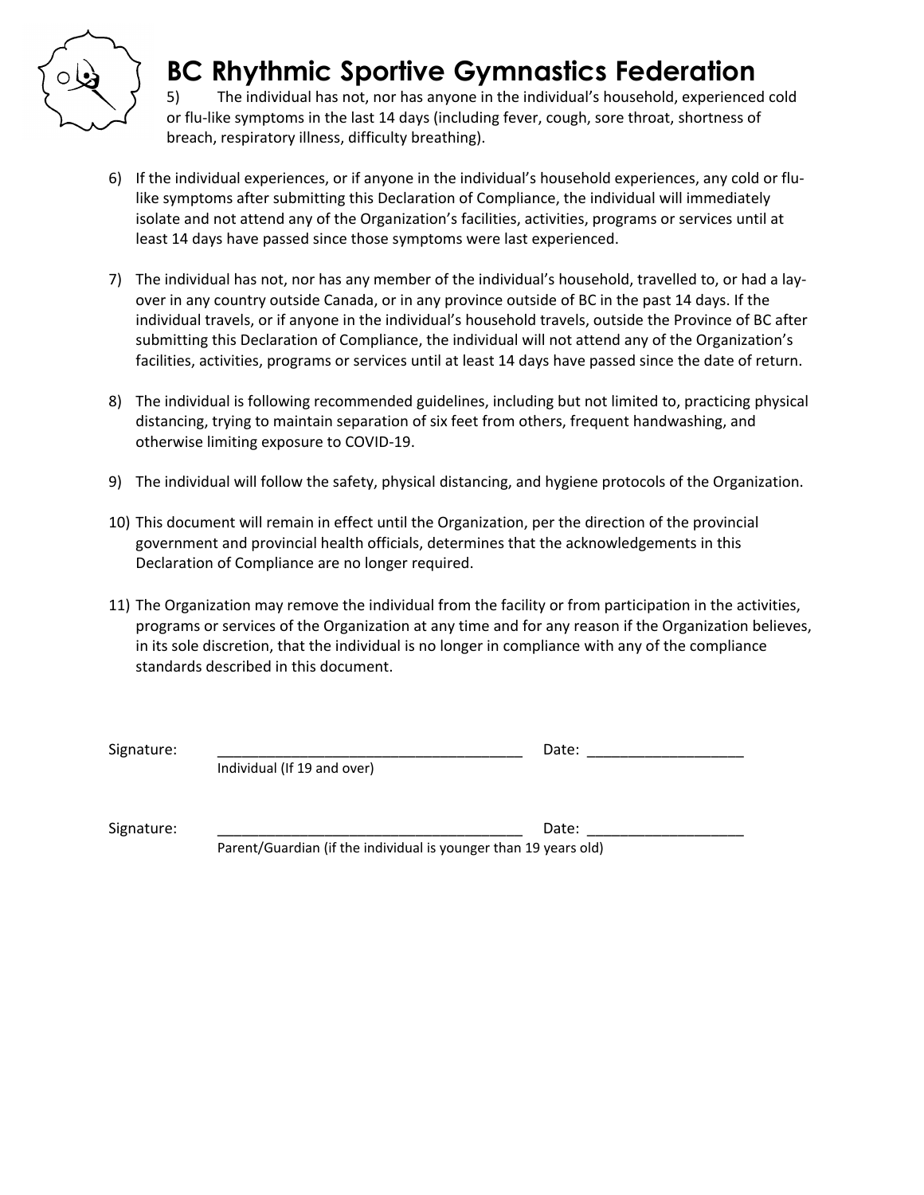# BC Rhythmic Sportive Gymnastics Federation

5) The individual has not, nor has anyone in the individual's household, experienced cold or flu-like symptoms in the last 14 days (including fever, cough, sore throat, shortness of breach, respiratory illness, difficulty breathing).

6) If the individual experiences, or if anyone in the individual's household experiences, any cold or flu-like symptoms after submitting this Declaration of Compliance, the individual will immediately isolate and not attend any of the Organization's facilities, activities, programs or services until at least 14 days have passed since those symptoms were last experienced.

7) The individual has not, nor has any member of the individual's household, travelled to, or had a lay-over in any country outside Canada, or in any province outside of BC in the past 14 days. If the individual travels, or if anyone in the individual's household travels, outside the Province of BC after submitting this Declaration of Compliance, the individual will not attend any of the Organization's facilities, activities, programs or services until at least 14 days have passed since the date of return.

8) The individual is following recommended guidelines, including but not limited to, practicing physical distancing, trying to maintain separation of six feet from others, frequent handwashing, and otherwise limiting exposure to COVID-19.

9) The individual will follow the safety, physical distancing, and hygiene protocols of the Organization.

10) This document will remain in effect until the Organization, per the direction of the provincial government and provincial health officials, determines that the acknowledgements in this Declaration of Compliance are no longer required.

11) The Organization may remove the individual from the facility or from participation in the activities, programs or services of the Organization at any time and for any reason if the Organization believes, in its sole discretion, that the individual is no longer in compliance with any of the compliance standards described in this document.

Signature: _____________________________________ Date: ___________________
Individual (If 19 and over)

Signature: _____________________________________ Date: ___________________
Parent/Guardian (if the individual is younger than 19 years old)